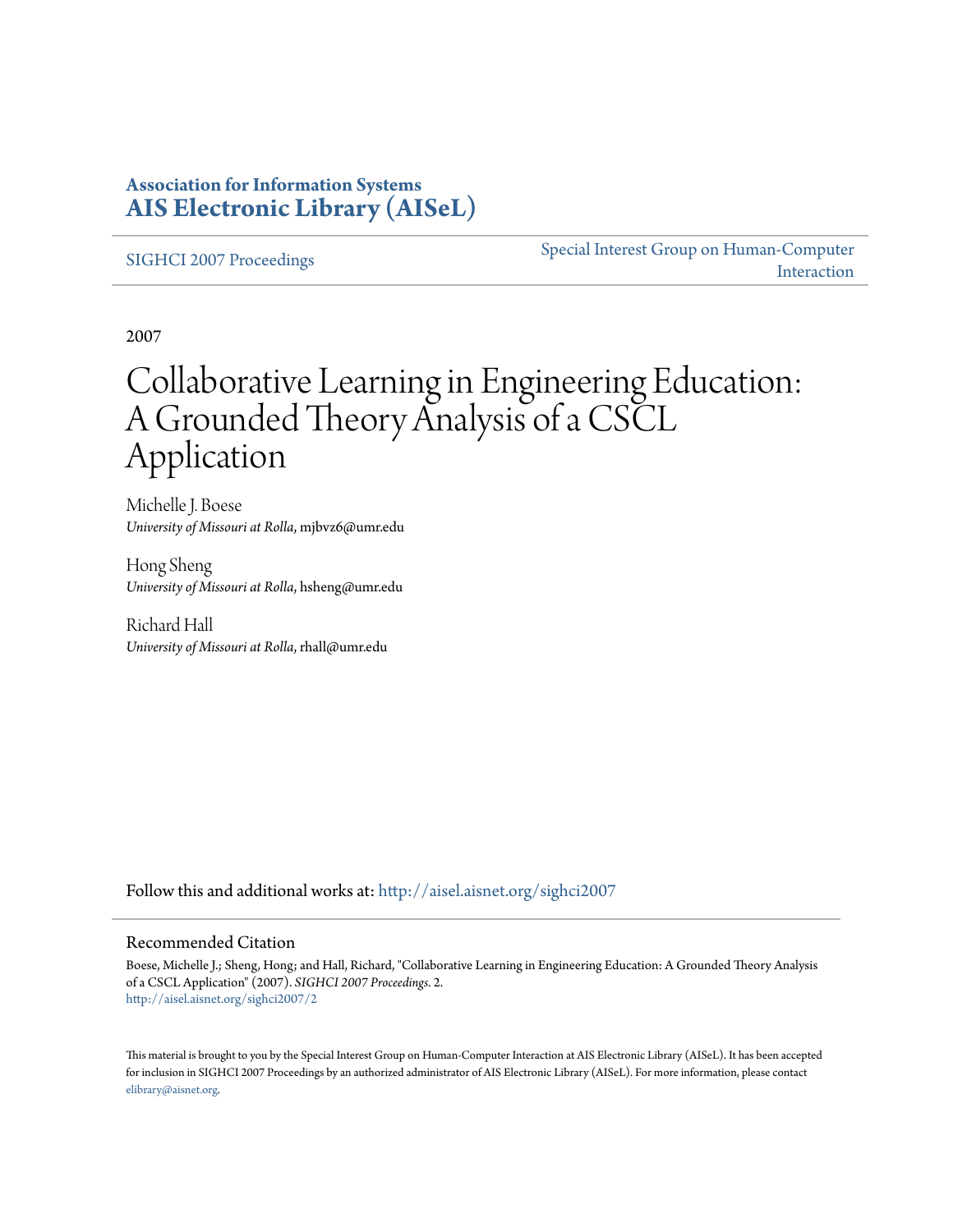**Association for Information Systems**
**AIS Electronic Library (AISeL)**

SIGHCI 2007 Proceedings

Special Interest Group on Human-Computer Interaction

2007

# Collaborative Learning in Engineering Education: A Grounded Theory Analysis of a CSCL Application

Michelle J. Boese
*University of Missouri at Rolla*, mjbvz6@umr.edu

Hong Sheng
*University of Missouri at Rolla*, hsheng@umr.edu

Richard Hall
*University of Missouri at Rolla*, rhall@umr.edu

Follow this and additional works at: http://aisel.aisnet.org/sighci2007

## Recommended Citation

Boese, Michelle J.; Sheng, Hong; and Hall, Richard, "Collaborative Learning in Engineering Education: A Grounded Theory Analysis of a CSCL Application" (2007). *SIGHCI 2007 Proceedings*. 2.
http://aisel.aisnet.org/sighci2007/2

This material is brought to you by the Special Interest Group on Human-Computer Interaction at AIS Electronic Library (AISeL). It has been accepted for inclusion in SIGHCI 2007 Proceedings by an authorized administrator of AIS Electronic Library (AISeL). For more information, please contact elibrary@aisnet.org.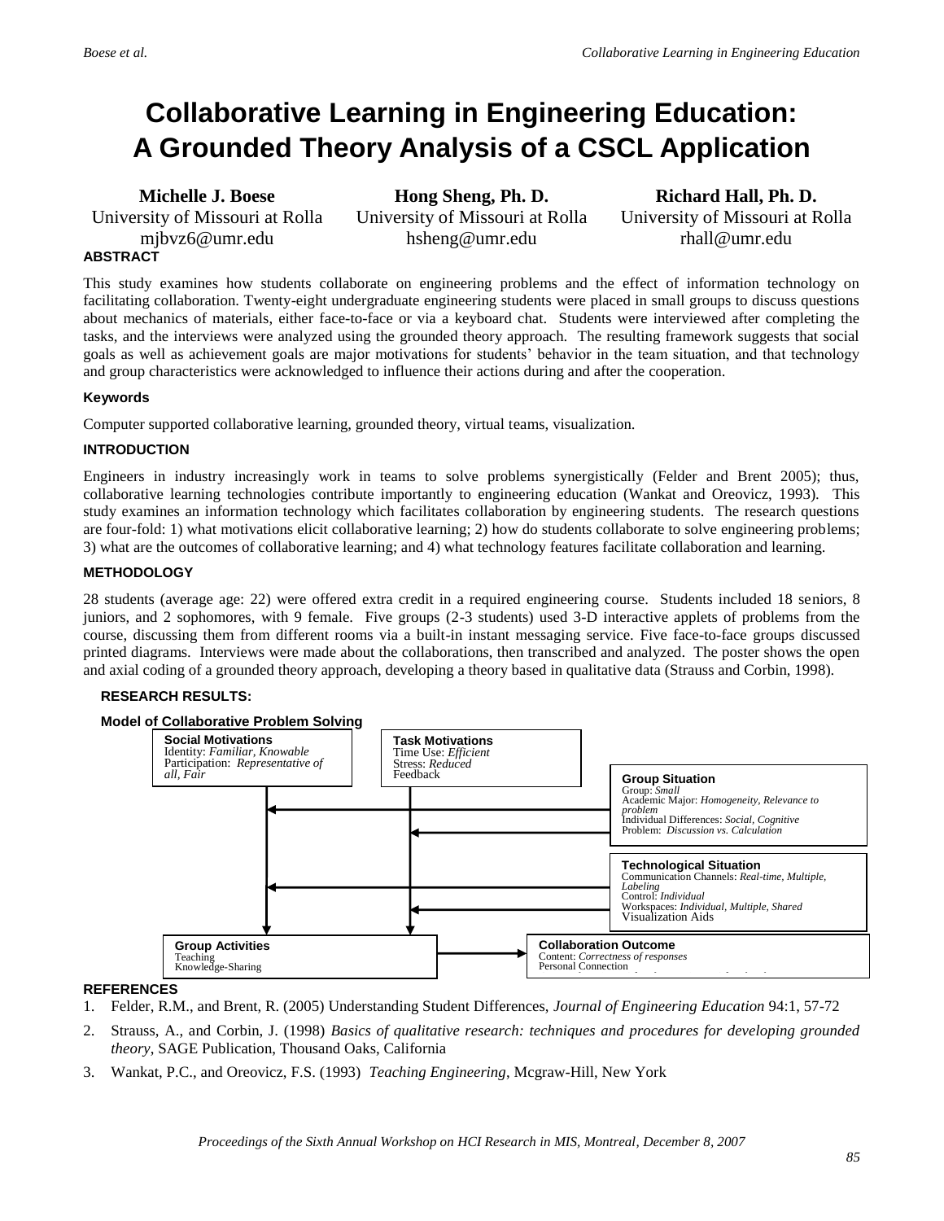# Collaborative Learning in Engineering Education: A Grounded Theory Analysis of a CSCL Application

**Michelle J. Boese**
University of Missouri at Rolla
mjbvz6@umr.edu

**Hong Sheng, Ph. D.**
University of Missouri at Rolla
hsheng@umr.edu

**Richard Hall, Ph. D.**
University of Missouri at Rolla
rhall@umr.edu

## ABSTRACT

This study examines how students collaborate on engineering problems and the effect of information technology on facilitating collaboration. Twenty-eight undergraduate engineering students were placed in small groups to discuss questions about mechanics of materials, either face-to-face or via a keyboard chat. Students were interviewed after completing the tasks, and the interviews were analyzed using the grounded theory approach. The resulting framework suggests that social goals as well as achievement goals are major motivations for students' behavior in the team situation, and that technology and group characteristics were acknowledged to influence their actions during and after the cooperation.

### Keywords

Computer supported collaborative learning, grounded theory, virtual teams, visualization.

## INTRODUCTION

Engineers in industry increasingly work in teams to solve problems synergistically (Felder and Brent 2005); thus, collaborative learning technologies contribute importantly to engineering education (Wankat and Oreovicz, 1993). This study examines an information technology which facilitates collaboration by engineering students. The research questions are four-fold: 1) what motivations elicit collaborative learning; 2) how do students collaborate to solve engineering problems; 3) what are the outcomes of collaborative learning; and 4) what technology features facilitate collaboration and learning.

## METHODOLOGY

28 students (average age: 22) were offered extra credit in a required engineering course. Students included 18 seniors, 8 juniors, and 2 sophomores, with 9 female. Five groups (2-3 students) used 3-D interactive applets of problems from the course, discussing them from different rooms via a built-in instant messaging service. Five face-to-face groups discussed printed diagrams. Interviews were made about the collaborations, then transcribed and analyzed. The poster shows the open and axial coding of a grounded theory approach, developing a theory based in qualitative data (Strauss and Corbin, 1998).

## RESEARCH RESULTS:

### Model of Collaborative Problem Solving

**Social Motivations**
Identity: *Familiar, Knowable*
Participation: *Representative of all, Fair*

**Task Motivations**
Time Use: *Efficient*
Stress: *Reduced*
Feedback

**Group Situation**
Group: *Small*
Academic Major: *Homogeneity, Relevance to problem*
Individual Differences: *Social, Cognitive*
Problem: *Discussion vs. Calculation*

**Technological Situation**
Communication Channels: *Real-time, Multiple, Labeling*
Control: *Individual*
Workspaces: *Individual, Multiple, Shared*
Visualization Aids

**Group Activities**
Teaching
Knowledge-Sharing

**Collaboration Outcome**
Content: *Correctness of responses*
Personal Connection

## REFERENCES

1. Felder, R.M., and Brent, R. (2005) Understanding Student Differences, *Journal of Engineering Education* 94:1, 57-72
2. Strauss, A., and Corbin, J. (1998) *Basics of qualitative research: techniques and procedures for developing grounded theory*, SAGE Publication, Thousand Oaks, California
3. Wankat, P.C., and Oreovicz, F.S. (1993) *Teaching Engineering*, Mcgraw-Hill, New York